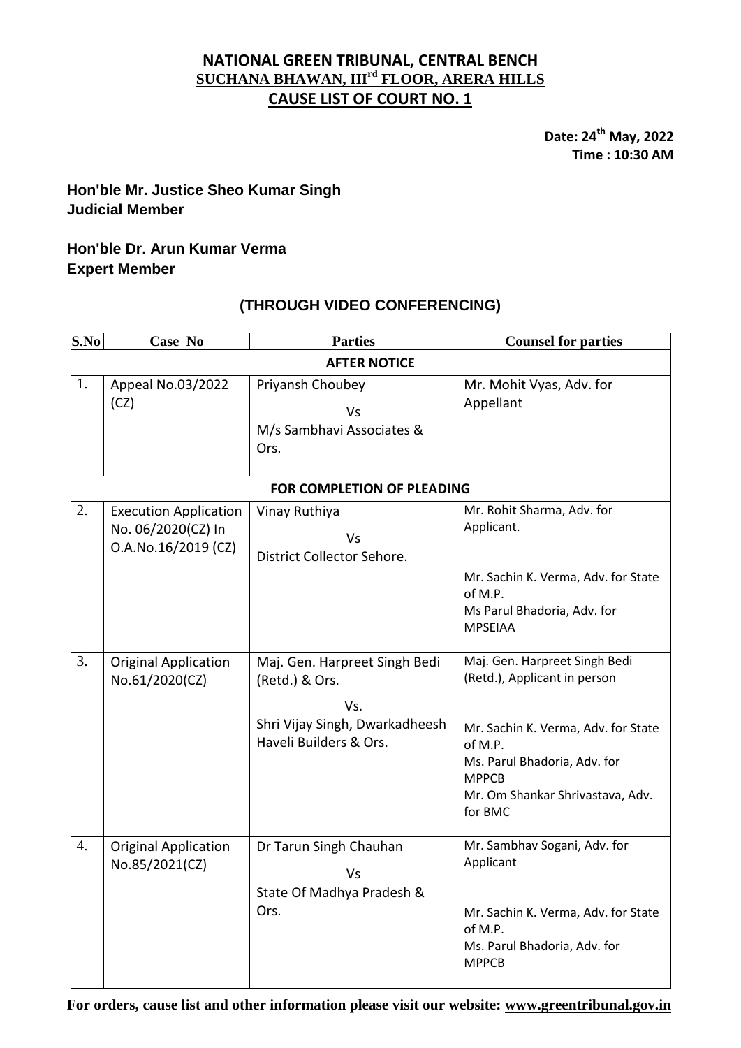# NATIONAL GREEN TRIBUNAL, CENTRAL BENCH

## SUCHANA BHAWAN, III$^{rd}$ FLOOR, ARERA HILLS

## CAUSE LIST OF COURT NO. 1

**Date: 24$^{th}$ May, 2022**
**Time : 10:30 AM**

**Hon'ble Mr. Justice Sheo Kumar Singh**
**Judicial Member**

**Hon'ble Dr. Arun Kumar Verma**
**Expert Member**

### (THROUGH VIDEO CONFERENCING)

| S.No | Case No | Parties | Counsel for parties |
|---|---|---|---|
| **AFTER NOTICE** | | | |
| 1. | Appeal No.03/2022 (CZ) | Priyansh Choubey<br>Vs<br>M/s Sambhavi Associates & Ors. | Mr. Mohit Vyas, Adv. for Appellant |
| **FOR COMPLETION OF PLEADING** | | | |
| 2. | Execution Application No. 06/2020(CZ) In O.A.No.16/2019 (CZ) | Vinay Ruthiya<br>Vs<br>District Collector Sehore. | Mr. Rohit Sharma, Adv. for Applicant.<br><br>Mr. Sachin K. Verma, Adv. for State of M.P.<br>Ms Parul Bhadoria, Adv. for MPSEIAA |
| 3. | Original Application No.61/2020(CZ) | Maj. Gen. Harpreet Singh Bedi (Retd.) & Ors.<br>Vs.<br>Shri Vijay Singh, Dwarkadheesh Haveli Builders & Ors. | Maj. Gen. Harpreet Singh Bedi (Retd.), Applicant in person<br><br>Mr. Sachin K. Verma, Adv. for State of M.P.<br>Ms. Parul Bhadoria, Adv. for MPPCB<br>Mr. Om Shankar Shrivastava, Adv. for BMC |
| 4. | Original Application No.85/2021(CZ) | Dr Tarun Singh Chauhan<br>Vs<br>State Of Madhya Pradesh & Ors. | Mr. Sambhav Sogani, Adv. for Applicant<br><br>Mr. Sachin K. Verma, Adv. for State of M.P.<br>Ms. Parul Bhadoria, Adv. for MPPCB |

**For orders, cause list and other information please visit our website: www.greentribunal.gov.in**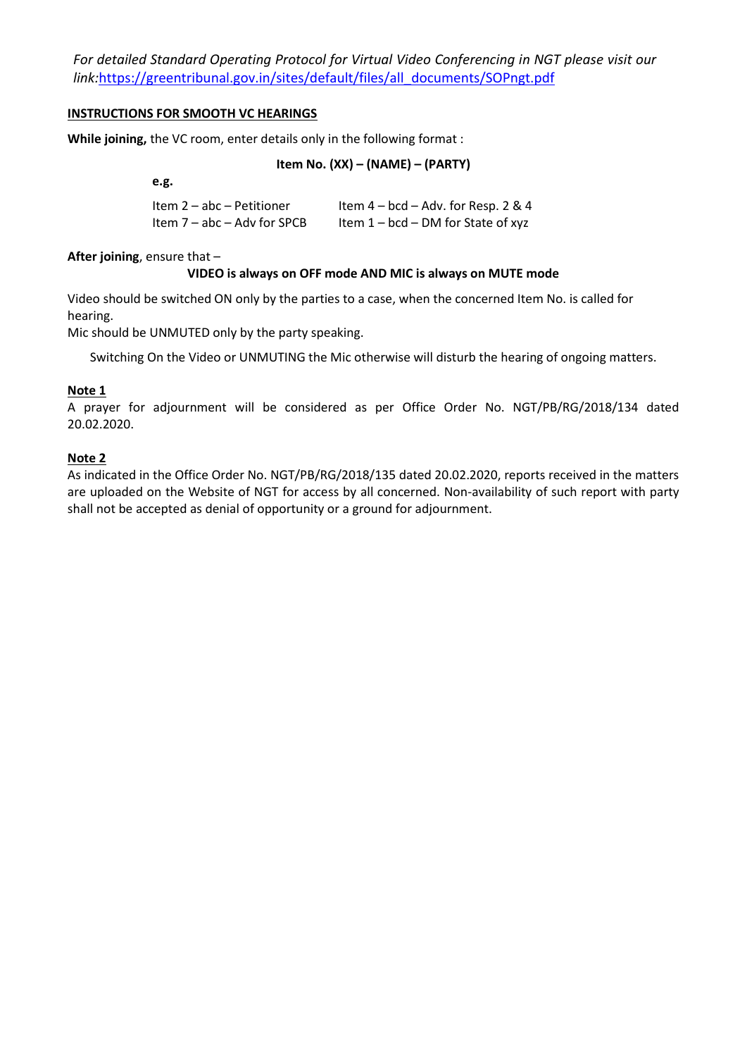*For detailed Standard Operating Protocol for Virtual Video Conferencing in NGT please visit our link:*[https://greentribunal.gov.in/sites/default/files/all_documents/SOPngt.pdf](https://greentribunal.gov.in/sites/default/files/all_documents/SOPngt.pdf)

**INSTRUCTIONS FOR SMOOTH VC HEARINGS**

**While joining,** the VC room, enter details only in the following format :

**Item No. (XX) – (NAME) – (PARTY)**

**e.g.**

| | |
|---|---|
| Item 2 – abc – Petitioner | Item 4 – bcd – Adv. for Resp. 2 & 4 |
| Item 7 – abc – Adv for SPCB | Item 1 – bcd – DM for State of xyz |

**After joining**, ensure that –

**VIDEO is always on OFF mode AND MIC is always on MUTE mode**

Video should be switched ON only by the parties to a case, when the concerned Item No. is called for hearing.
Mic should be UNMUTED only by the party speaking.

Switching On the Video or UNMUTING the Mic otherwise will disturb the hearing of ongoing matters.

**Note 1**

A prayer for adjournment will be considered as per Office Order No. NGT/PB/RG/2018/134 dated 20.02.2020.

**Note 2**

As indicated in the Office Order No. NGT/PB/RG/2018/135 dated 20.02.2020, reports received in the matters are uploaded on the Website of NGT for access by all concerned. Non-availability of such report with party shall not be accepted as denial of opportunity or a ground for adjournment.